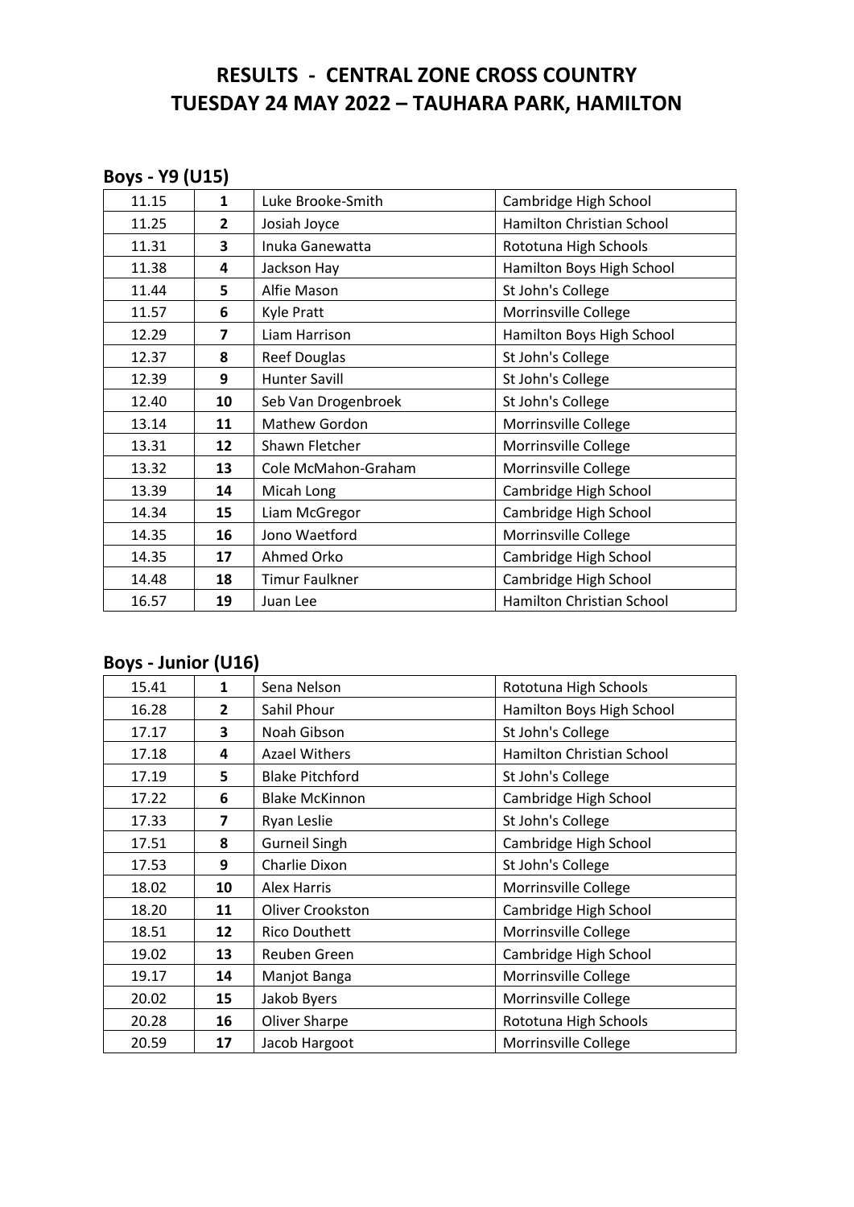# RESULTS - CENTRAL ZONE CROSS COUNTRY
# TUESDAY 24 MAY 2022 – TAUHARA PARK, HAMILTON

## Boys - Y9 (U15)

| | | | |
|---|---|---|---|
| 11.15 | **1** | Luke Brooke-Smith | Cambridge High School |
| 11.25 | **2** | Josiah Joyce | Hamilton Christian School |
| 11.31 | **3** | Inuka Ganewatta | Rototuna High Schools |
| 11.38 | **4** | Jackson Hay | Hamilton Boys High School |
| 11.44 | **5** | Alfie Mason | St John's College |
| 11.57 | **6** | Kyle Pratt | Morrinsville College |
| 12.29 | **7** | Liam Harrison | Hamilton Boys High School |
| 12.37 | **8** | Reef Douglas | St John's College |
| 12.39 | **9** | Hunter Savill | St John's College |
| 12.40 | **10** | Seb Van Drogenbroek | St John's College |
| 13.14 | **11** | Mathew Gordon | Morrinsville College |
| 13.31 | **12** | Shawn Fletcher | Morrinsville College |
| 13.32 | **13** | Cole McMahon-Graham | Morrinsville College |
| 13.39 | **14** | Micah Long | Cambridge High School |
| 14.34 | **15** | Liam McGregor | Cambridge High School |
| 14.35 | **16** | Jono Waetford | Morrinsville College |
| 14.35 | **17** | Ahmed Orko | Cambridge High School |
| 14.48 | **18** | Timur Faulkner | Cambridge High School |
| 16.57 | **19** | Juan Lee | Hamilton Christian School |

## Boys - Junior (U16)

| | | | |
|---|---|---|---|
| 15.41 | **1** | Sena Nelson | Rototuna High Schools |
| 16.28 | **2** | Sahil Phour | Hamilton Boys High School |
| 17.17 | **3** | Noah Gibson | St John's College |
| 17.18 | **4** | Azael Withers | Hamilton Christian School |
| 17.19 | **5** | Blake Pitchford | St John's College |
| 17.22 | **6** | Blake McKinnon | Cambridge High School |
| 17.33 | **7** | Ryan Leslie | St John's College |
| 17.51 | **8** | Gurneil Singh | Cambridge High School |
| 17.53 | **9** | Charlie Dixon | St John's College |
| 18.02 | **10** | Alex Harris | Morrinsville College |
| 18.20 | **11** | Oliver Crookston | Cambridge High School |
| 18.51 | **12** | Rico Douthett | Morrinsville College |
| 19.02 | **13** | Reuben Green | Cambridge High School |
| 19.17 | **14** | Manjot Banga | Morrinsville College |
| 20.02 | **15** | Jakob Byers | Morrinsville College |
| 20.28 | **16** | Oliver Sharpe | Rototuna High Schools |
| 20.59 | **17** | Jacob Hargoot | Morrinsville College |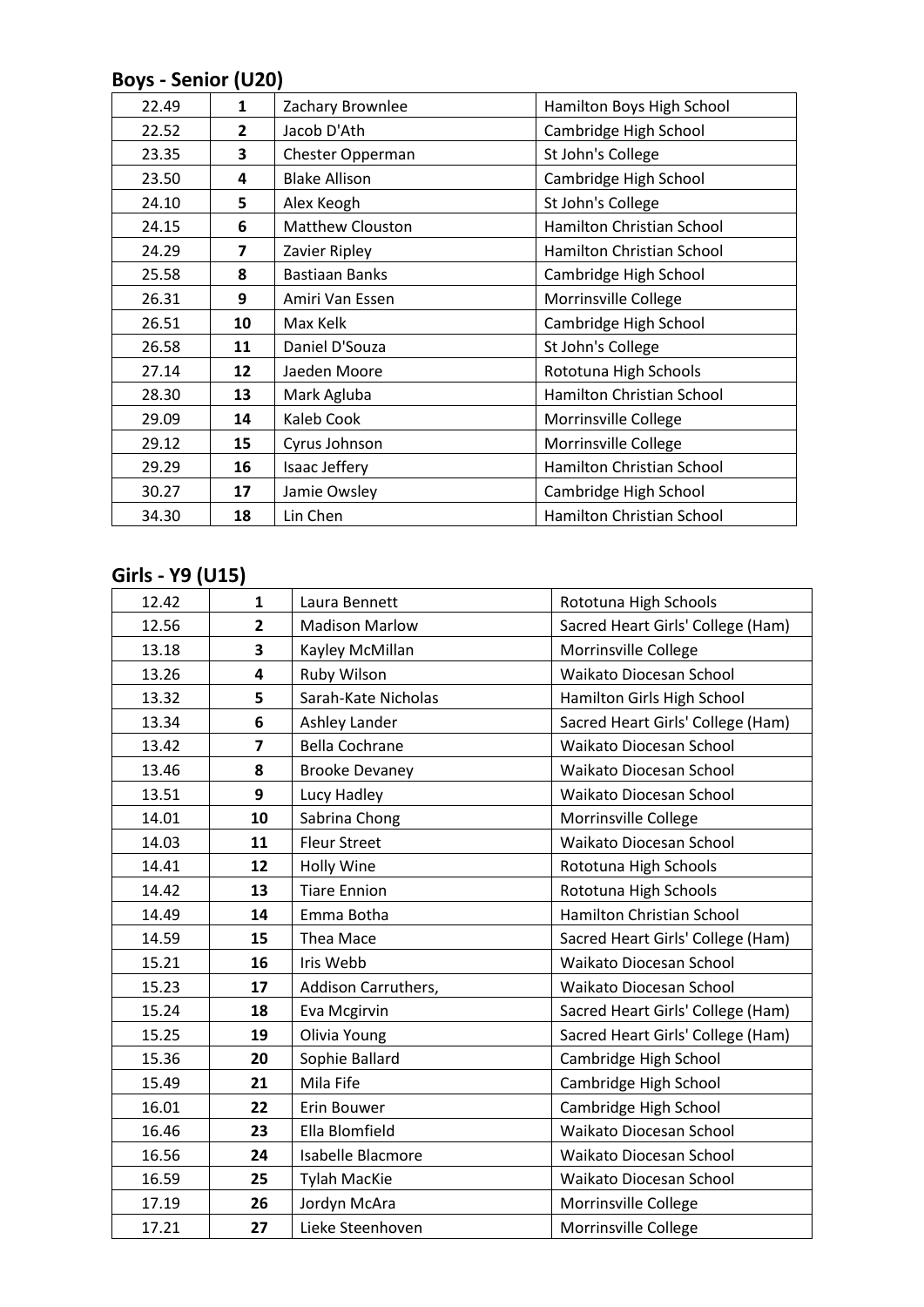## Boys - Senior (U20)

| | | | |
|---|---|---|---|
| 22.49 | **1** | Zachary Brownlee | Hamilton Boys High School |
| 22.52 | **2** | Jacob D'Ath | Cambridge High School |
| 23.35 | **3** | Chester Opperman | St John's College |
| 23.50 | **4** | Blake Allison | Cambridge High School |
| 24.10 | **5** | Alex Keogh | St John's College |
| 24.15 | **6** | Matthew Clouston | Hamilton Christian School |
| 24.29 | **7** | Zavier Ripley | Hamilton Christian School |
| 25.58 | **8** | Bastiaan Banks | Cambridge High School |
| 26.31 | **9** | Amiri Van Essen | Morrinsville College |
| 26.51 | **10** | Max Kelk | Cambridge High School |
| 26.58 | **11** | Daniel D'Souza | St John's College |
| 27.14 | **12** | Jaeden Moore | Rototuna High Schools |
| 28.30 | **13** | Mark Agluba | Hamilton Christian School |
| 29.09 | **14** | Kaleb Cook | Morrinsville College |
| 29.12 | **15** | Cyrus Johnson | Morrinsville College |
| 29.29 | **16** | Isaac Jeffery | Hamilton Christian School |
| 30.27 | **17** | Jamie Owsley | Cambridge High School |
| 34.30 | **18** | Lin Chen | Hamilton Christian School |

## Girls - Y9 (U15)

| | | | |
|---|---|---|---|
| 12.42 | **1** | Laura Bennett | Rototuna High Schools |
| 12.56 | **2** | Madison Marlow | Sacred Heart Girls' College (Ham) |
| 13.18 | **3** | Kayley McMillan | Morrinsville College |
| 13.26 | **4** | Ruby Wilson | Waikato Diocesan School |
| 13.32 | **5** | Sarah-Kate Nicholas | Hamilton Girls High School |
| 13.34 | **6** | Ashley Lander | Sacred Heart Girls' College (Ham) |
| 13.42 | **7** | Bella Cochrane | Waikato Diocesan School |
| 13.46 | **8** | Brooke Devaney | Waikato Diocesan School |
| 13.51 | **9** | Lucy Hadley | Waikato Diocesan School |
| 14.01 | **10** | Sabrina Chong | Morrinsville College |
| 14.03 | **11** | Fleur Street | Waikato Diocesan School |
| 14.41 | **12** | Holly Wine | Rototuna High Schools |
| 14.42 | **13** | Tiare Ennion | Rototuna High Schools |
| 14.49 | **14** | Emma Botha | Hamilton Christian School |
| 14.59 | **15** | Thea Mace | Sacred Heart Girls' College (Ham) |
| 15.21 | **16** | Iris Webb | Waikato Diocesan School |
| 15.23 | **17** | Addison Carruthers, | Waikato Diocesan School |
| 15.24 | **18** | Eva Mcgirvin | Sacred Heart Girls' College (Ham) |
| 15.25 | **19** | Olivia Young | Sacred Heart Girls' College (Ham) |
| 15.36 | **20** | Sophie Ballard | Cambridge High School |
| 15.49 | **21** | Mila Fife | Cambridge High School |
| 16.01 | **22** | Erin Bouwer | Cambridge High School |
| 16.46 | **23** | Ella Blomfield | Waikato Diocesan School |
| 16.56 | **24** | Isabelle Blacmore | Waikato Diocesan School |
| 16.59 | **25** | Tylah MacKie | Waikato Diocesan School |
| 17.19 | **26** | Jordyn McAra | Morrinsville College |
| 17.21 | **27** | Lieke Steenhoven | Morrinsville College |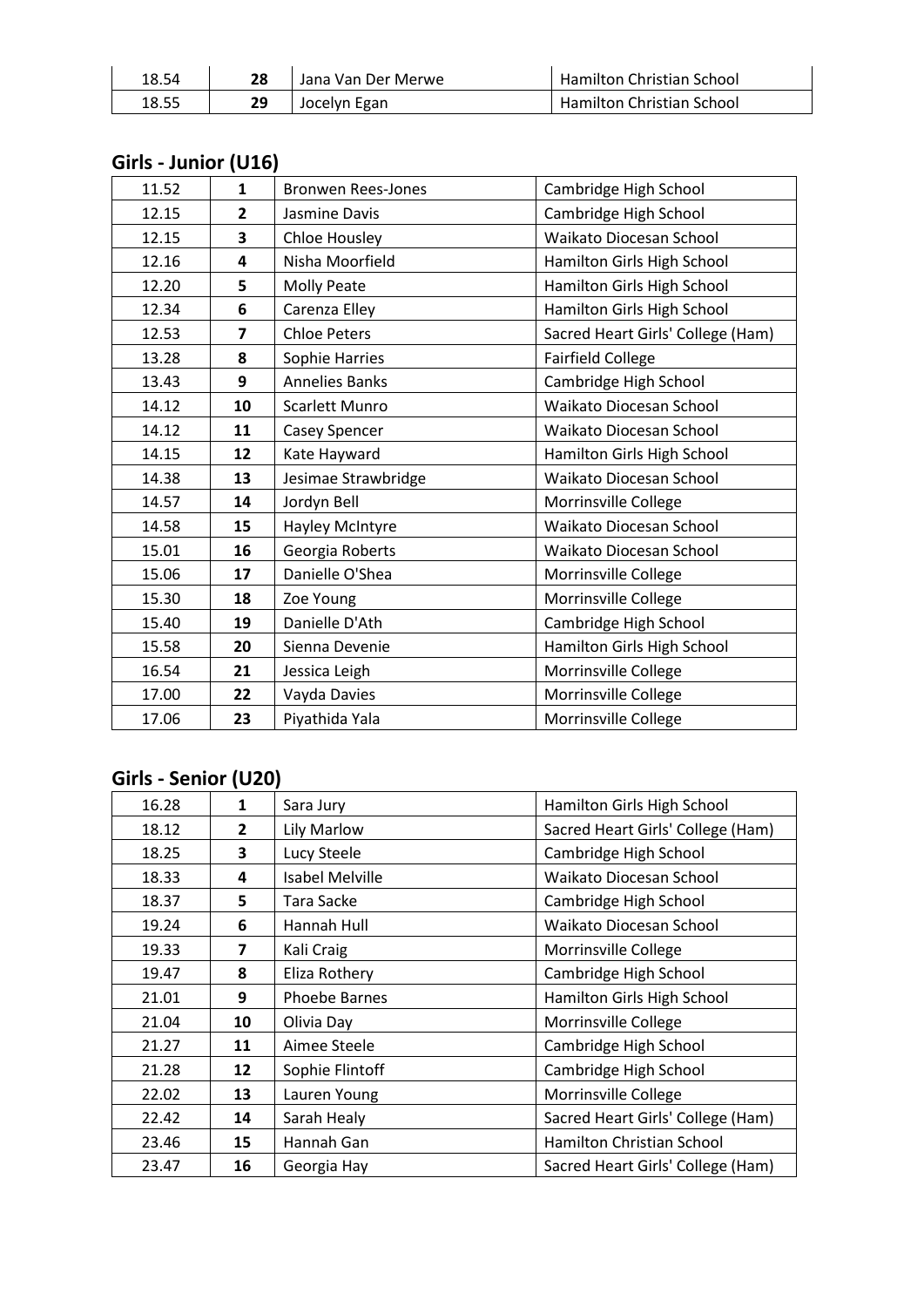| 18.54 | 28 | Jana Van Der Merwe | Hamilton Christian School |
|---|---|---|---|
| 18.55 | 29 | Jocelyn Egan | Hamilton Christian School |

## Girls - Junior (U16)

| | | | |
|---|---|---|---|
| 11.52 | **1** | Bronwen Rees-Jones | Cambridge High School |
| 12.15 | **2** | Jasmine Davis | Cambridge High School |
| 12.15 | **3** | Chloe Housley | Waikato Diocesan School |
| 12.16 | **4** | Nisha Moorfield | Hamilton Girls High School |
| 12.20 | **5** | Molly Peate | Hamilton Girls High School |
| 12.34 | **6** | Carenza Elley | Hamilton Girls High School |
| 12.53 | **7** | Chloe Peters | Sacred Heart Girls' College (Ham) |
| 13.28 | **8** | Sophie Harries | Fairfield College |
| 13.43 | **9** | Annelies Banks | Cambridge High School |
| 14.12 | **10** | Scarlett Munro | Waikato Diocesan School |
| 14.12 | **11** | Casey Spencer | Waikato Diocesan School |
| 14.15 | **12** | Kate Hayward | Hamilton Girls High School |
| 14.38 | **13** | Jesimae Strawbridge | Waikato Diocesan School |
| 14.57 | **14** | Jordyn Bell | Morrinsville College |
| 14.58 | **15** | Hayley McIntyre | Waikato Diocesan School |
| 15.01 | **16** | Georgia Roberts | Waikato Diocesan School |
| 15.06 | **17** | Danielle O'Shea | Morrinsville College |
| 15.30 | **18** | Zoe Young | Morrinsville College |
| 15.40 | **19** | Danielle D'Ath | Cambridge High School |
| 15.58 | **20** | Sienna Devenie | Hamilton Girls High School |
| 16.54 | **21** | Jessica Leigh | Morrinsville College |
| 17.00 | **22** | Vayda Davies | Morrinsville College |
| 17.06 | **23** | Piyathida Yala | Morrinsville College |

## Girls - Senior (U20)

| | | | |
|---|---|---|---|
| 16.28 | **1** | Sara Jury | Hamilton Girls High School |
| 18.12 | **2** | Lily Marlow | Sacred Heart Girls' College (Ham) |
| 18.25 | **3** | Lucy Steele | Cambridge High School |
| 18.33 | **4** | Isabel Melville | Waikato Diocesan School |
| 18.37 | **5** | Tara Sacke | Cambridge High School |
| 19.24 | **6** | Hannah Hull | Waikato Diocesan School |
| 19.33 | **7** | Kali Craig | Morrinsville College |
| 19.47 | **8** | Eliza Rothery | Cambridge High School |
| 21.01 | **9** | Phoebe Barnes | Hamilton Girls High School |
| 21.04 | **10** | Olivia Day | Morrinsville College |
| 21.27 | **11** | Aimee Steele | Cambridge High School |
| 21.28 | **12** | Sophie Flintoff | Cambridge High School |
| 22.02 | **13** | Lauren Young | Morrinsville College |
| 22.42 | **14** | Sarah Healy | Sacred Heart Girls' College (Ham) |
| 23.46 | **15** | Hannah Gan | Hamilton Christian School |
| 23.47 | **16** | Georgia Hay | Sacred Heart Girls' College (Ham) |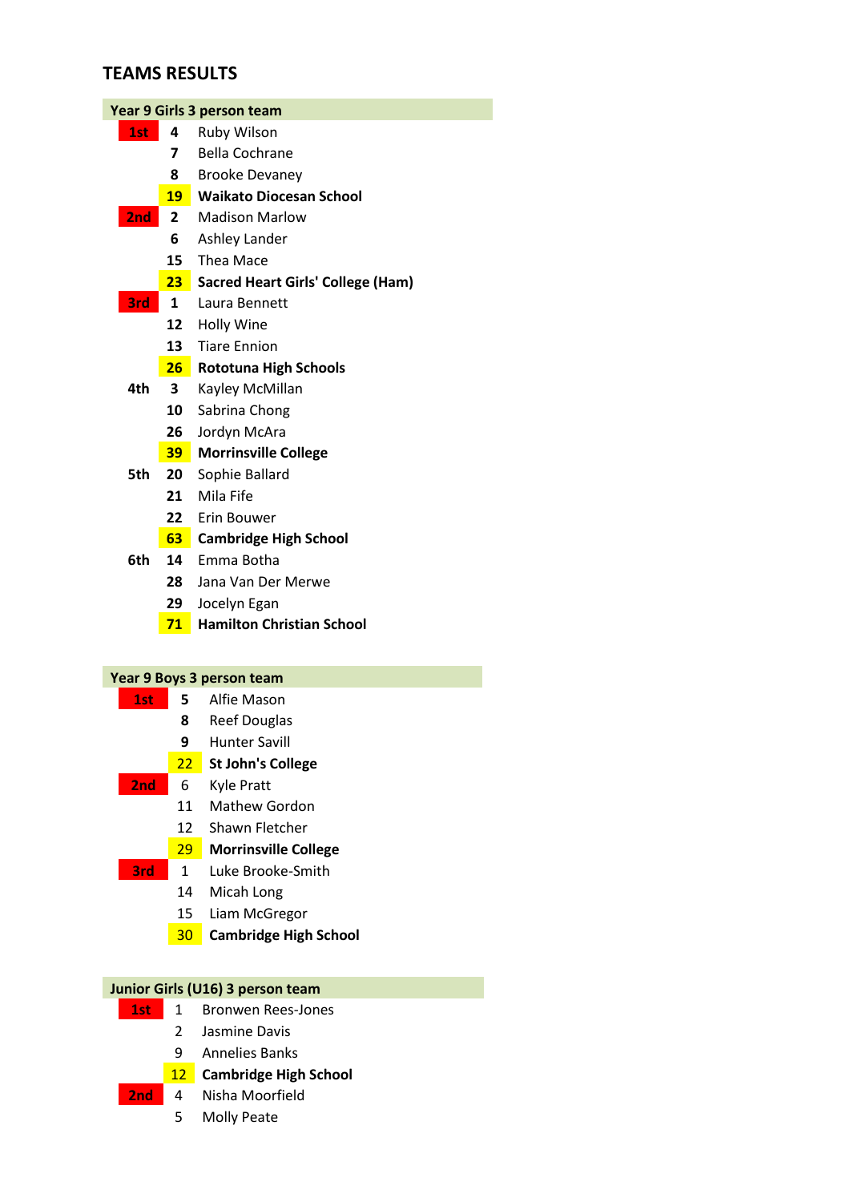# TEAMS RESULTS

## Year 9 Girls 3 person team

| Place | Pos | Name |
|---|---|---|
| 1st | 4 | Ruby Wilson |
| | 7 | Bella Cochrane |
| | 8 | Brooke Devaney |
| | **19** | **Waikato Diocesan School** |
| 2nd | 2 | Madison Marlow |
| | 6 | Ashley Lander |
| | 15 | Thea Mace |
| | **23** | **Sacred Heart Girls' College (Ham)** |
| 3rd | 1 | Laura Bennett |
| | 12 | Holly Wine |
| | 13 | Tiare Ennion |
| | **26** | **Rototuna High Schools** |
| 4th | 3 | Kayley McMillan |
| | 10 | Sabrina Chong |
| | 26 | Jordyn McAra |
| | **39** | **Morrinsville College** |
| 5th | 20 | Sophie Ballard |
| | 21 | Mila Fife |
| | 22 | Erin Bouwer |
| | **63** | **Cambridge High School** |
| 6th | 14 | Emma Botha |
| | 28 | Jana Van Der Merwe |
| | 29 | Jocelyn Egan |
| | **71** | **Hamilton Christian School** |

## Year 9 Boys 3 person team

| Place | Pos | Name |
|---|---|---|
| 1st | 5 | Alfie Mason |
| | 8 | Reef Douglas |
| | 9 | Hunter Savill |
| | 22 | **St John's College** |
| 2nd | 6 | Kyle Pratt |
| | 11 | Mathew Gordon |
| | 12 | Shawn Fletcher |
| | 29 | **Morrinsville College** |
| 3rd | 1 | Luke Brooke-Smith |
| | 14 | Micah Long |
| | 15 | Liam McGregor |
| | 30 | **Cambridge High School** |

## Junior Girls (U16) 3 person team

| Place | Pos | Name |
|---|---|---|
| 1st | 1 | Bronwen Rees-Jones |
| | 2 | Jasmine Davis |
| | 9 | Annelies Banks |
| | 12 | **Cambridge High School** |
| 2nd | 4 | Nisha Moorfield |
| | 5 | Molly Peate |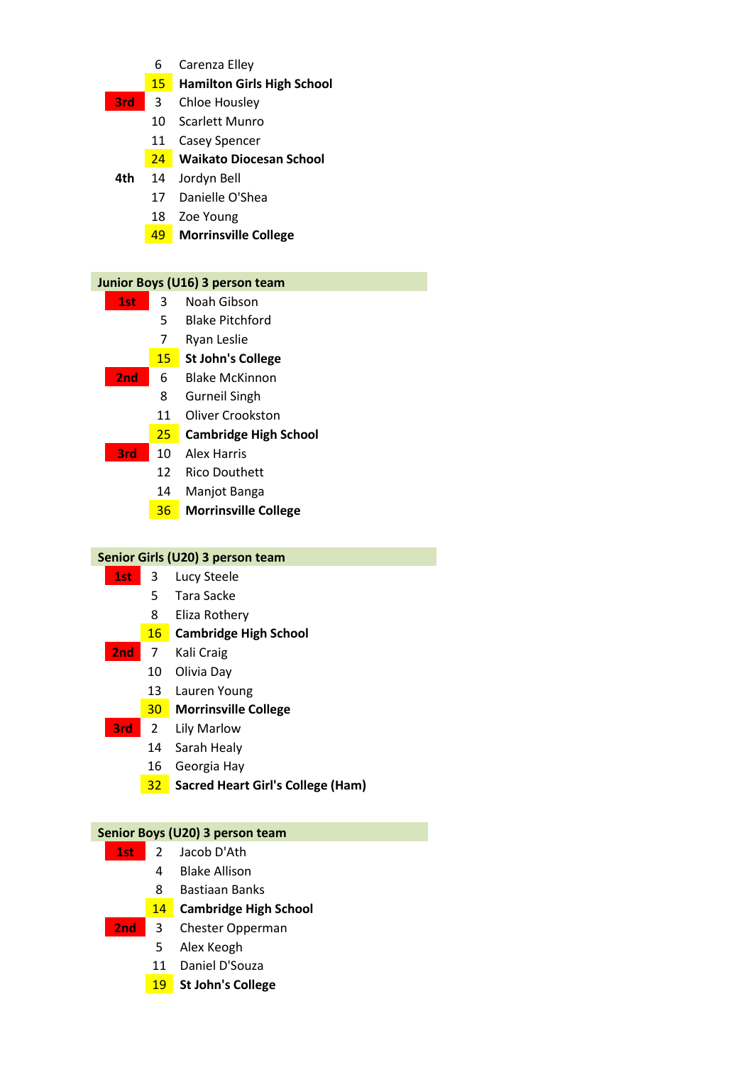| | | |
|---|---|---|
| | 6 | Carenza Elley |
| | 15 | **Hamilton Girls High School** |
| 3rd | 3 | Chloe Housley |
| | 10 | Scarlett Munro |
| | 11 | Casey Spencer |
| | 24 | **Waikato Diocesan School** |
| 4th | 14 | Jordyn Bell |
| | 17 | Danielle O'Shea |
| | 18 | Zoe Young |
| | 49 | **Morrinsville College** |

## Junior Boys (U16) 3 person team

| | | |
|---|---|---|
| 1st | 3 | Noah Gibson |
| | 5 | Blake Pitchford |
| | 7 | Ryan Leslie |
| | 15 | **St John's College** |
| 2nd | 6 | Blake McKinnon |
| | 8 | Gurneil Singh |
| | 11 | Oliver Crookston |
| | 25 | **Cambridge High School** |
| 3rd | 10 | Alex Harris |
| | 12 | Rico Douthett |
| | 14 | Manjot Banga |
| | 36 | **Morrinsville College** |

## Senior Girls (U20) 3 person team

| | | |
|---|---|---|
| 1st | 3 | Lucy Steele |
| | 5 | Tara Sacke |
| | 8 | Eliza Rothery |
| | 16 | **Cambridge High School** |
| 2nd | 7 | Kali Craig |
| | 10 | Olivia Day |
| | 13 | Lauren Young |
| | 30 | **Morrinsville College** |
| 3rd | 2 | Lily Marlow |
| | 14 | Sarah Healy |
| | 16 | Georgia Hay |
| | 32 | **Sacred Heart Girl's College (Ham)** |

## Senior Boys (U20) 3 person team

| | | |
|---|---|---|
| 1st | 2 | Jacob D'Ath |
| | 4 | Blake Allison |
| | 8 | Bastiaan Banks |
| | 14 | **Cambridge High School** |
| 2nd | 3 | Chester Opperman |
| | 5 | Alex Keogh |
| | 11 | Daniel D'Souza |
| | 19 | **St John's College** |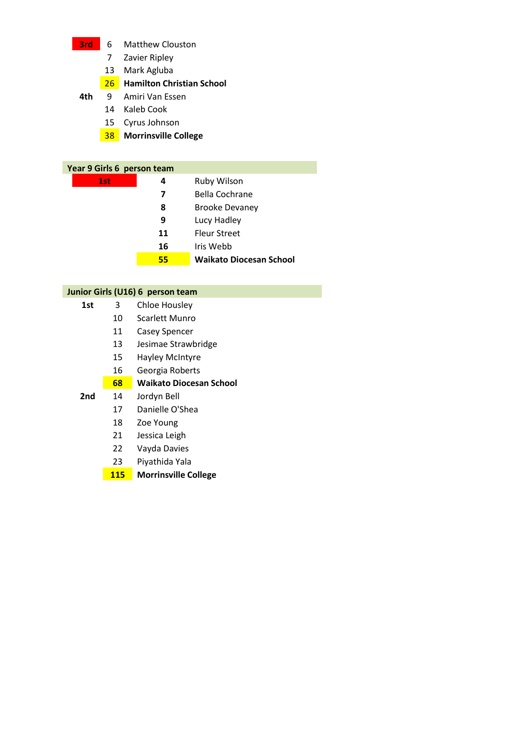| | | |
|---|---|---|
| 3rd | 6 | Matthew Clouston |
| | 7 | Zavier Ripley |
| | 13 | Mark Agluba |
| | **26** | **Hamilton Christian School** |
| **4th** | 9 | Amiri Van Essen |
| | 14 | Kaleb Cook |
| | 15 | Cyrus Johnson |
| | **38** | **Morrinsville College** |

**Year 9 Girls 6 person team**

| | | |
|---|---|---|
| 1st | **4** | Ruby Wilson |
| | **7** | Bella Cochrane |
| | **8** | Brooke Devaney |
| | **9** | Lucy Hadley |
| | **11** | Fleur Street |
| | **16** | Iris Webb |
| | **55** | **Waikato Diocesan School** |

**Junior Girls (U16) 6 person team**

| | | |
|---|---|---|
| **1st** | 3 | Chloe Housley |
| | 10 | Scarlett Munro |
| | 11 | Casey Spencer |
| | 13 | Jesimae Strawbridge |
| | 15 | Hayley McIntyre |
| | 16 | Georgia Roberts |
| | **68** | **Waikato Diocesan School** |
| **2nd** | 14 | Jordyn Bell |
| | 17 | Danielle O'Shea |
| | 18 | Zoe Young |
| | 21 | Jessica Leigh |
| | 22 | Vayda Davies |
| | 23 | Piyathida Yala |
| | **115** | **Morrinsville College** |